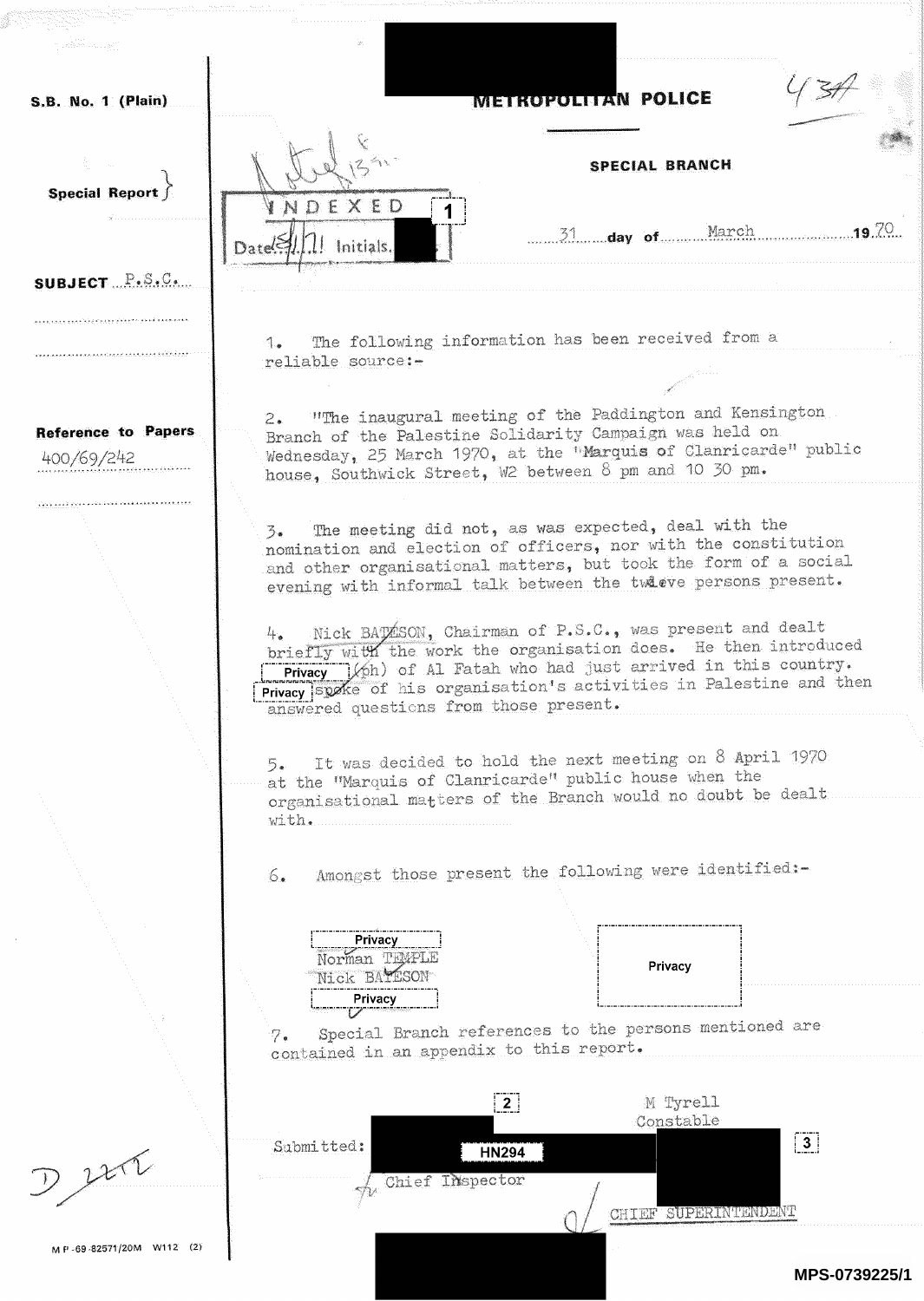S.B. No. 1 (Plain)

**METROPOLITAN POLICE**

434

**SPECIAL BRANCH**

Special Report

INDEXED 1

Date 15/1/71 Initials.

31 day of March 1970

SUBJECT P.S.C.

Reference to Papers 400/69/242

1. The following information has been received from a reliable source:-

2. "The inaugural meeting of the Paddington and Kensington Branch of the Palestine Solidarity Campaign was held on Wednesday, 25 March 1970, at the "Marquis of Clanricarde" public house, Southwick Street, W2 between 8 pm and 10 30 pm.

3. The meeting did not, as was expected, deal with the nomination and election of officers, nor with the constitution and other organisational matters, but took the form of a social evening with informal talk between the twelve persons present.

4. Nick BATESON, Chairman of P.S.C., was present and dealt briefly with the work the organisation does. He then introduced Privacy (ph) of Al Fatah who had just arrived in this country. Privacy spoke of his organisation's activities in Palestine and then answered questions from those present.

5. It was decided to hold the next meeting on 8 April 1970 at the "Marquis of Clanricarde" public house when the organisational matters of the Branch would no doubt be dealt with.

6. Amongst those present the following were identified:-

Privacy
Norman TEMPLE
Nick BATESON
Privacy

Privacy

7. Special Branch references to the persons mentioned are contained in an appendix to this report.

2

M Tyrell
Constable

Submitted: HN294 3

Chief Inspector

CHIEF SUPERINTENDENT

D 2272

M P -69 -82571/20M W112 (2)

MPS-0739225/1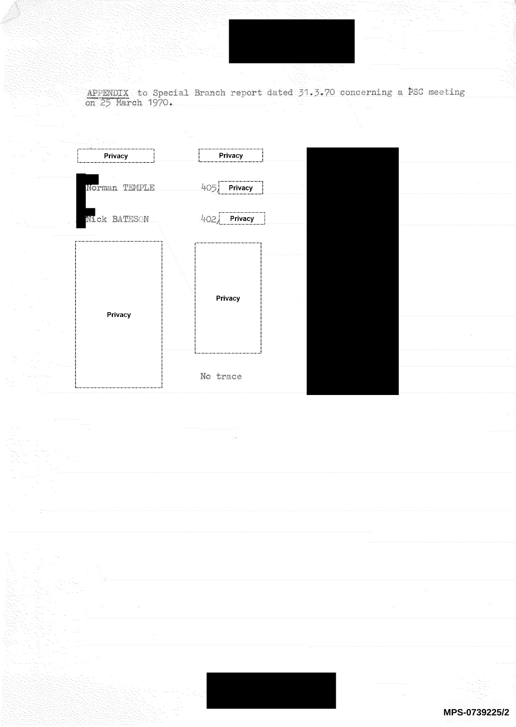APPENDIX to Special Branch report dated 31.3.70 concerning a PSC meeting on 25 March 1970.

| | |
|---|---|
| Privacy | Privacy |
| Norman TEMPLE | 405/ Privacy |
| Nick BATESON | 402/ Privacy |
| Privacy | Privacy |
| | No trace |

MPS-0739225/2